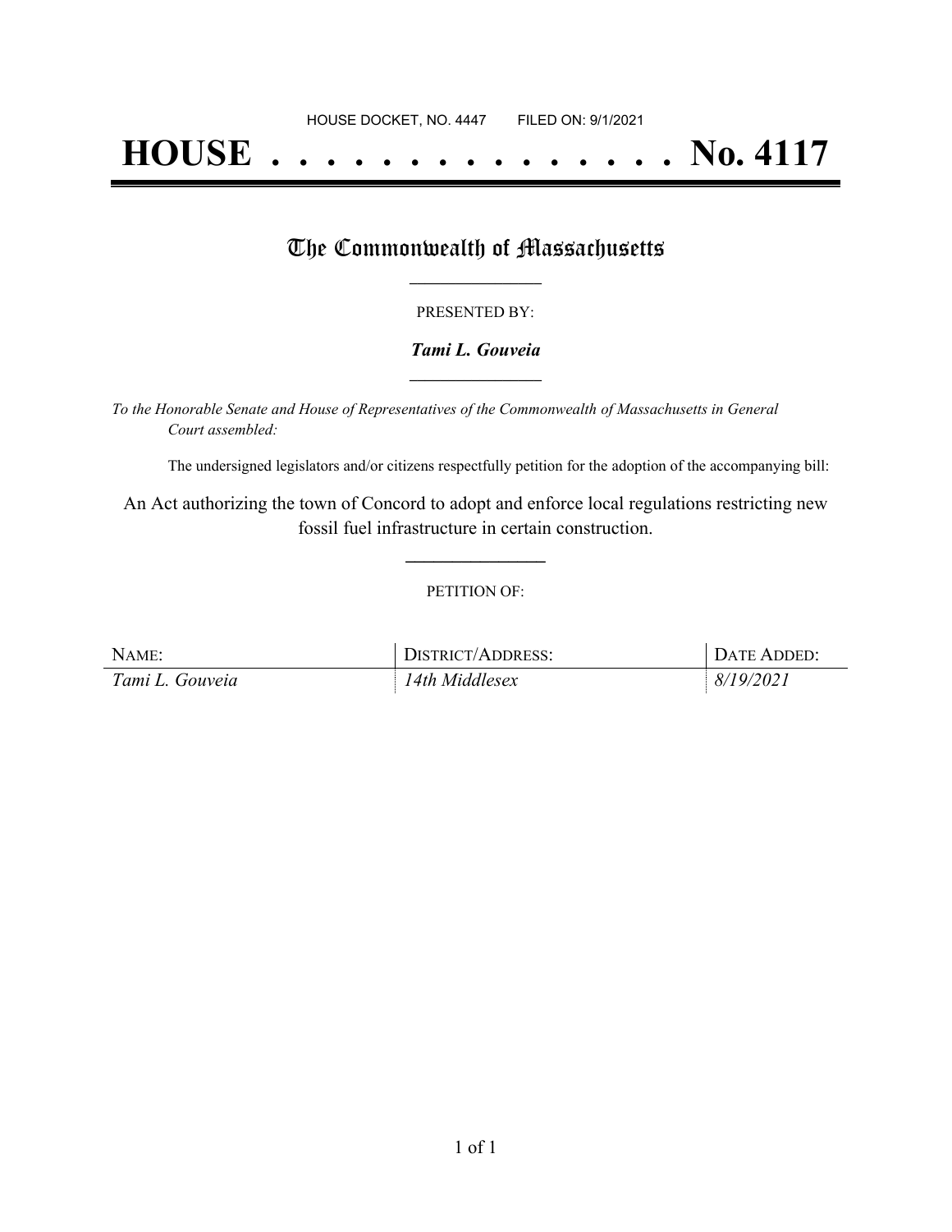HOUSE DOCKET, NO. 4447 FILED ON: 9/1/2021

# HOUSE . . . . . . . . . . . . . . . No. 4117

## The Commonwealth of Massachusetts

PRESENTED BY:

***Tami L. Gouveia***

*To the Honorable Senate and House of Representatives of the Commonwealth of Massachusetts in General Court assembled:*

The undersigned legislators and/or citizens respectfully petition for the adoption of the accompanying bill:

An Act authorizing the town of Concord to adopt and enforce local regulations restricting new fossil fuel infrastructure in certain construction.

PETITION OF:

| NAME: | DISTRICT/ADDRESS: | DATE ADDED: |
|---|---|---|
| *Tami L. Gouveia* | *14th Middlesex* | *8/19/2021* |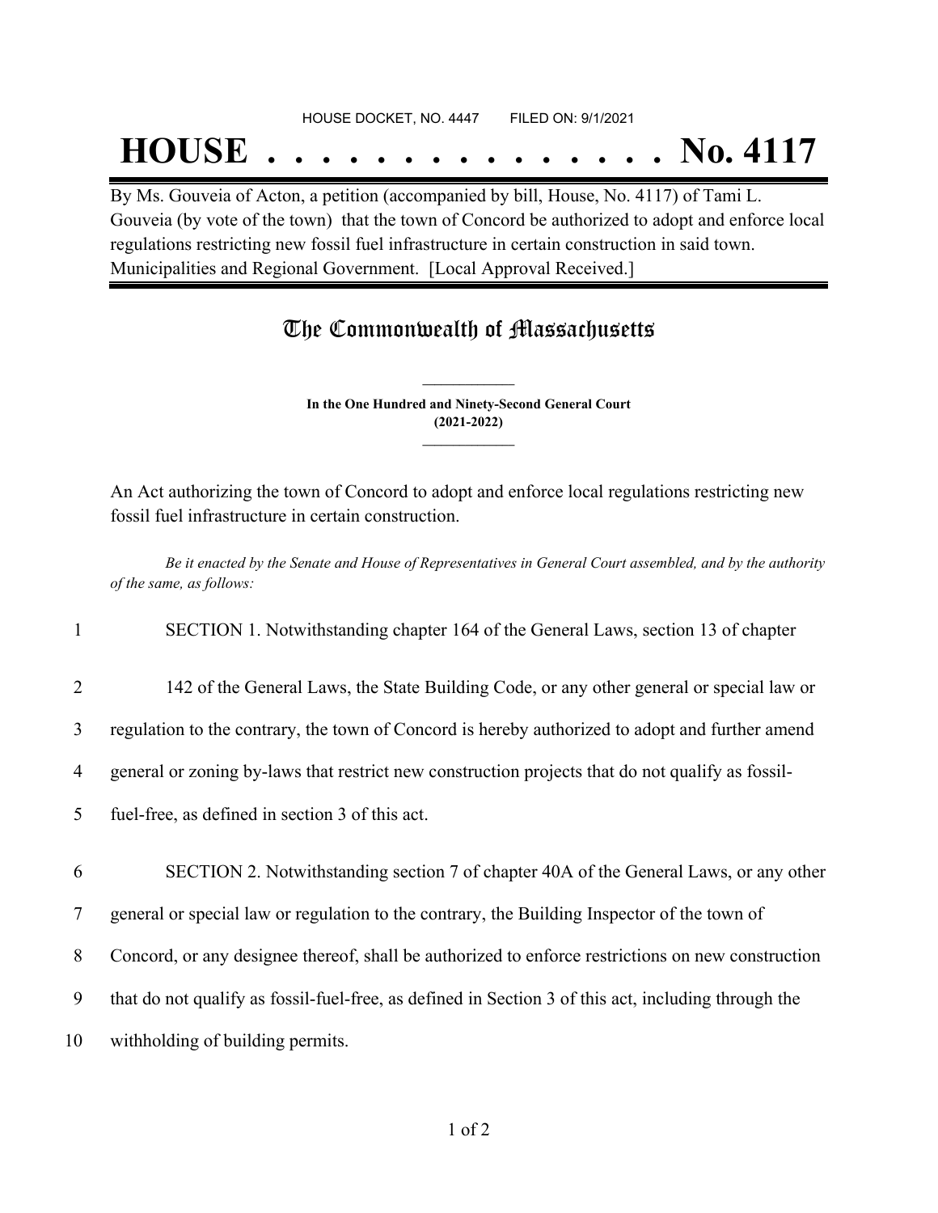HOUSE DOCKET, NO. 4447 FILED ON: 9/1/2021

# HOUSE . . . . . . . . . . . . . . . No. 4117

By Ms. Gouveia of Acton, a petition (accompanied by bill, House, No. 4117) of Tami L. Gouveia (by vote of the town) that the town of Concord be authorized to adopt and enforce local regulations restricting new fossil fuel infrastructure in certain construction in said town. Municipalities and Regional Government. [Local Approval Received.]

## The Commonwealth of Massachusetts

**In the One Hundred and Ninety-Second General Court (2021-2022)**

An Act authorizing the town of Concord to adopt and enforce local regulations restricting new fossil fuel infrastructure in certain construction.

*Be it enacted by the Senate and House of Representatives in General Court assembled, and by the authority of the same, as follows:*

1 SECTION 1. Notwithstanding chapter 164 of the General Laws, section 13 of chapter
2 142 of the General Laws, the State Building Code, or any other general or special law or
3 regulation to the contrary, the town of Concord is hereby authorized to adopt and further amend
4 general or zoning by-laws that restrict new construction projects that do not qualify as fossil-
5 fuel-free, as defined in section 3 of this act.

6 SECTION 2. Notwithstanding section 7 of chapter 40A of the General Laws, or any other
7 general or special law or regulation to the contrary, the Building Inspector of the town of
8 Concord, or any designee thereof, shall be authorized to enforce restrictions on new construction
9 that do not qualify as fossil-fuel-free, as defined in Section 3 of this act, including through the
10 withholding of building permits.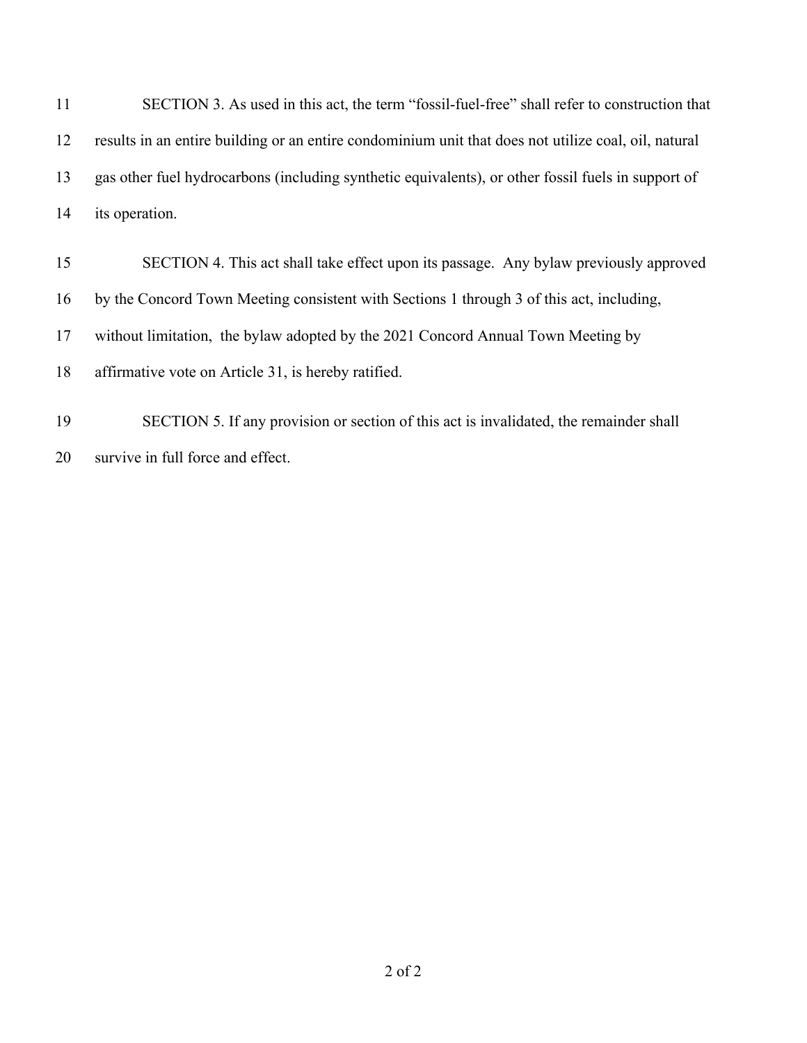SECTION 3. As used in this act, the term "fossil-fuel-free" shall refer to construction that results in an entire building or an entire condominium unit that does not utilize coal, oil, natural gas other fuel hydrocarbons (including synthetic equivalents), or other fossil fuels in support of its operation.

SECTION 4. This act shall take effect upon its passage. Any bylaw previously approved by the Concord Town Meeting consistent with Sections 1 through 3 of this act, including, without limitation, the bylaw adopted by the 2021 Concord Annual Town Meeting by affirmative vote on Article 31, is hereby ratified.

SECTION 5. If any provision or section of this act is invalidated, the remainder shall survive in full force and effect.